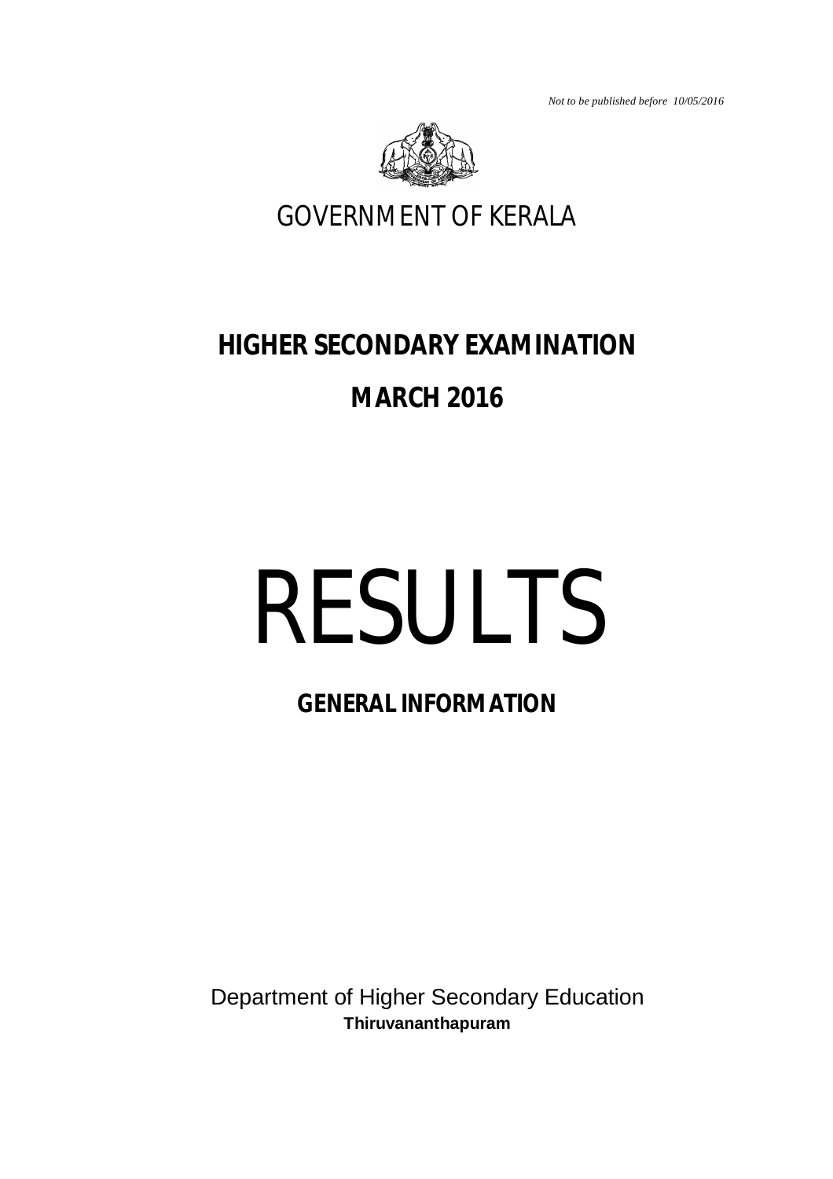*Not to be published before 10/05/2016*

GOVERNMENT OF KERALA

# HIGHER SECONDARY EXAMINATION

# MARCH 2016

# RESULTS

## GENERAL INFORMATION

Department of Higher Secondary Education

**Thiruvananthapuram**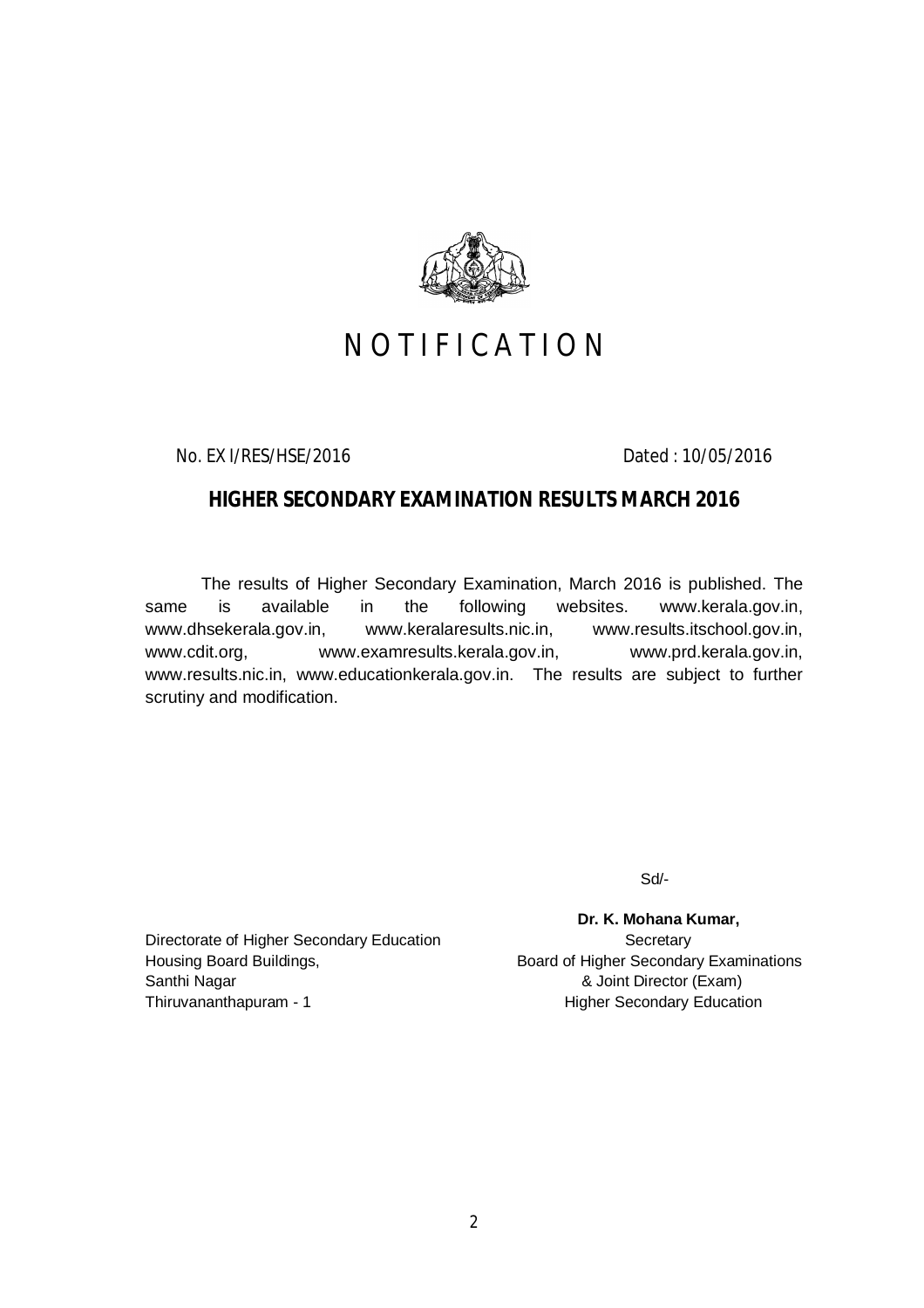# NOTIFICATION

No. EX I/RES/HSE/2016 Dated : 10/05/2016

## HIGHER SECONDARY EXAMINATION RESULTS MARCH 2016

The results of Higher Secondary Examination, March 2016 is published. The same is available in the following websites. www.kerala.gov.in, www.dhsekerala.gov.in, www.keralaresults.nic.in, www.results.itschool.gov.in, www.cdit.org, www.examresults.kerala.gov.in, www.prd.kerala.gov.in, www.results.nic.in, www.educationkerala.gov.in. The results are subject to further scrutiny and modification.

Sd/-

**Dr. K. Mohana Kumar,**
Secretary
Board of Higher Secondary Examinations
& Joint Director (Exam)
Higher Secondary Education

Directorate of Higher Secondary Education
Housing Board Buildings,
Santhi Nagar
Thiruvananthapuram - 1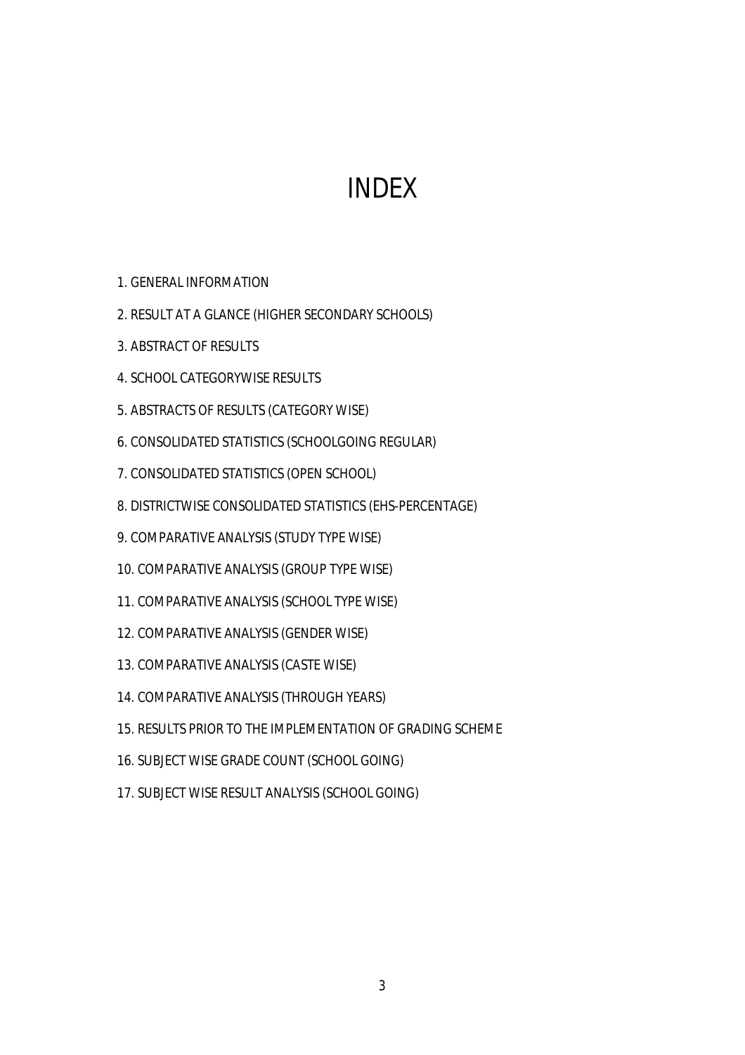# INDEX

1. GENERAL INFORMATION
2. RESULT AT A GLANCE (HIGHER SECONDARY SCHOOLS)
3. ABSTRACT OF RESULTS
4. SCHOOL CATEGORYWISE RESULTS
5. ABSTRACTS OF RESULTS (CATEGORY WISE)
6. CONSOLIDATED STATISTICS (SCHOOLGOING REGULAR)
7. CONSOLIDATED STATISTICS (OPEN SCHOOL)
8. DISTRICTWISE CONSOLIDATED STATISTICS (EHS-PERCENTAGE)
9. COMPARATIVE ANALYSIS (STUDY TYPE WISE)
10. COMPARATIVE ANALYSIS (GROUP TYPE WISE)
11. COMPARATIVE ANALYSIS (SCHOOL TYPE WISE)
12. COMPARATIVE ANALYSIS (GENDER WISE)
13. COMPARATIVE ANALYSIS (CASTE WISE)
14. COMPARATIVE ANALYSIS (THROUGH YEARS)
15. RESULTS PRIOR TO THE IMPLEMENTATION OF GRADING SCHEME
16. SUBJECT WISE GRADE COUNT (SCHOOL GOING)
17. SUBJECT WISE RESULT ANALYSIS (SCHOOL GOING)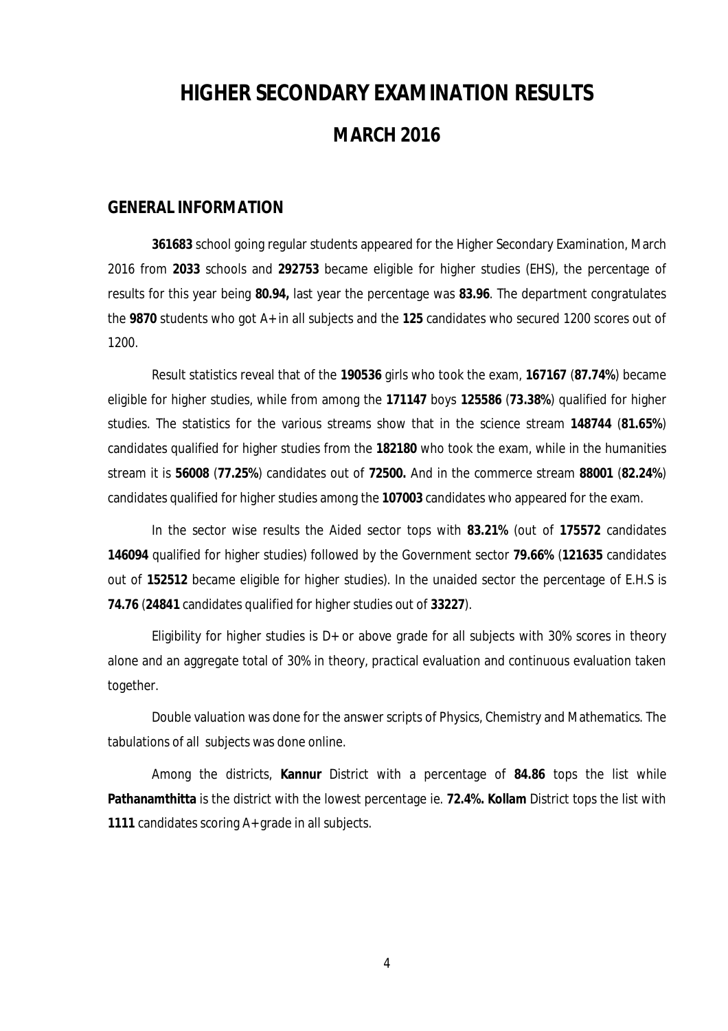# HIGHER SECONDARY EXAMINATION RESULTS

# MARCH 2016

## GENERAL INFORMATION

**361683** school going regular students appeared for the Higher Secondary Examination, March 2016 from **2033** schools and **292753** became eligible for higher studies (EHS), the percentage of results for this year being **80.94,** last year the percentage was **83.96**. The department congratulates the **9870** students who got A+ in all subjects and the **125** candidates who secured 1200 scores out of 1200.

Result statistics reveal that of the **190536** girls who took the exam, **167167** (**87.74%**) became eligible for higher studies, while from among the **171147** boys **125586** (**73.38%**) qualified for higher studies. The statistics for the various streams show that in the science stream **148744** (**81.65%**) candidates qualified for higher studies from the **182180** who took the exam, while in the humanities stream it is **56008** (**77.25%**) candidates out of **72500.** And in the commerce stream **88001** (**82.24%**) candidates qualified for higher studies among the **107003** candidates who appeared for the exam.

In the sector wise results the Aided sector tops with **83.21%** (out of **175572** candidates **146094** qualified for higher studies) followed by the Government sector **79.66%** (**121635** candidates out of **152512** became eligible for higher studies). In the unaided sector the percentage of E.H.S is **74.76** (**24841** candidates qualified for higher studies out of **33227**).

Eligibility for higher studies is D+ or above grade for all subjects with 30% scores in theory alone and an aggregate total of 30% in theory, practical evaluation and continuous evaluation taken together.

Double valuation was done for the answer scripts of Physics, Chemistry and Mathematics. The tabulations of all subjects was done online.

Among the districts, **Kannur** District with a percentage of **84.86** tops the list while **Pathanamthitta** is the district with the lowest percentage ie. **72.4%. Kollam** District tops the list with **1111** candidates scoring A+ grade in all subjects.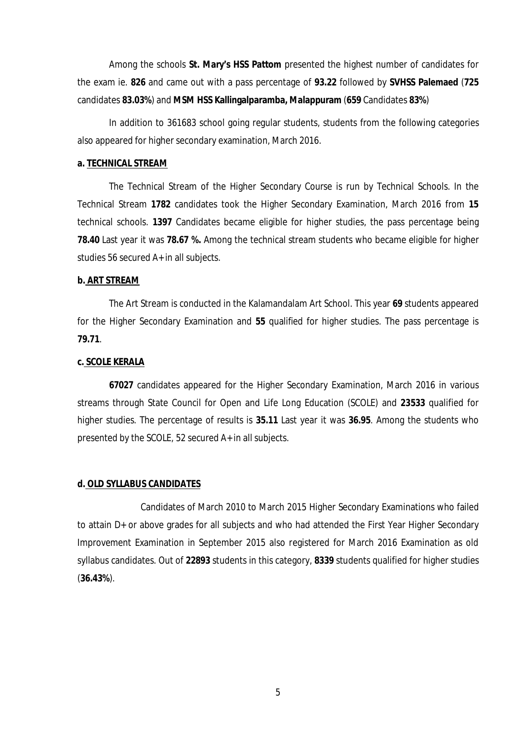Among the schools **St. Mary's HSS Pattom** presented the highest number of candidates for the exam ie. **826** and came out with a pass percentage of **93.22** followed by **SVHSS Palemaed** (**725** candidates **83.03%**) and **MSM HSS Kallingalparamba, Malappuram** (**659** Candidates **83%**)

In addition to 361683 school going regular students, students from the following categories also appeared for higher secondary examination, March 2016.

**a. TECHNICAL STREAM**

The Technical Stream of the Higher Secondary Course is run by Technical Schools. In the Technical Stream **1782** candidates took the Higher Secondary Examination, March 2016 from **15** technical schools. **1397** Candidates became eligible for higher studies, the pass percentage being **78.40** Last year it was **78.67 %.** Among the technical stream students who became eligible for higher studies 56 secured A+ in all subjects.

**b. ART STREAM**

The Art Stream is conducted in the Kalamandalam Art School. This year **69** students appeared for the Higher Secondary Examination and **55** qualified for higher studies. The pass percentage is **79.71**.

**c. SCOLE KERALA**

**67027** candidates appeared for the Higher Secondary Examination, March 2016 in various streams through State Council for Open and Life Long Education (SCOLE) and **23533** qualified for higher studies. The percentage of results is **35.11** Last year it was **36.95**. Among the students who presented by the SCOLE, 52 secured A+ in all subjects.

**d. OLD SYLLABUS CANDIDATES**

Candidates of March 2010 to March 2015 Higher Secondary Examinations who failed to attain D+ or above grades for all subjects and who had attended the First Year Higher Secondary Improvement Examination in September 2015 also registered for March 2016 Examination as old syllabus candidates. Out of **22893** students in this category, **8339** students qualified for higher studies (**36.43%**).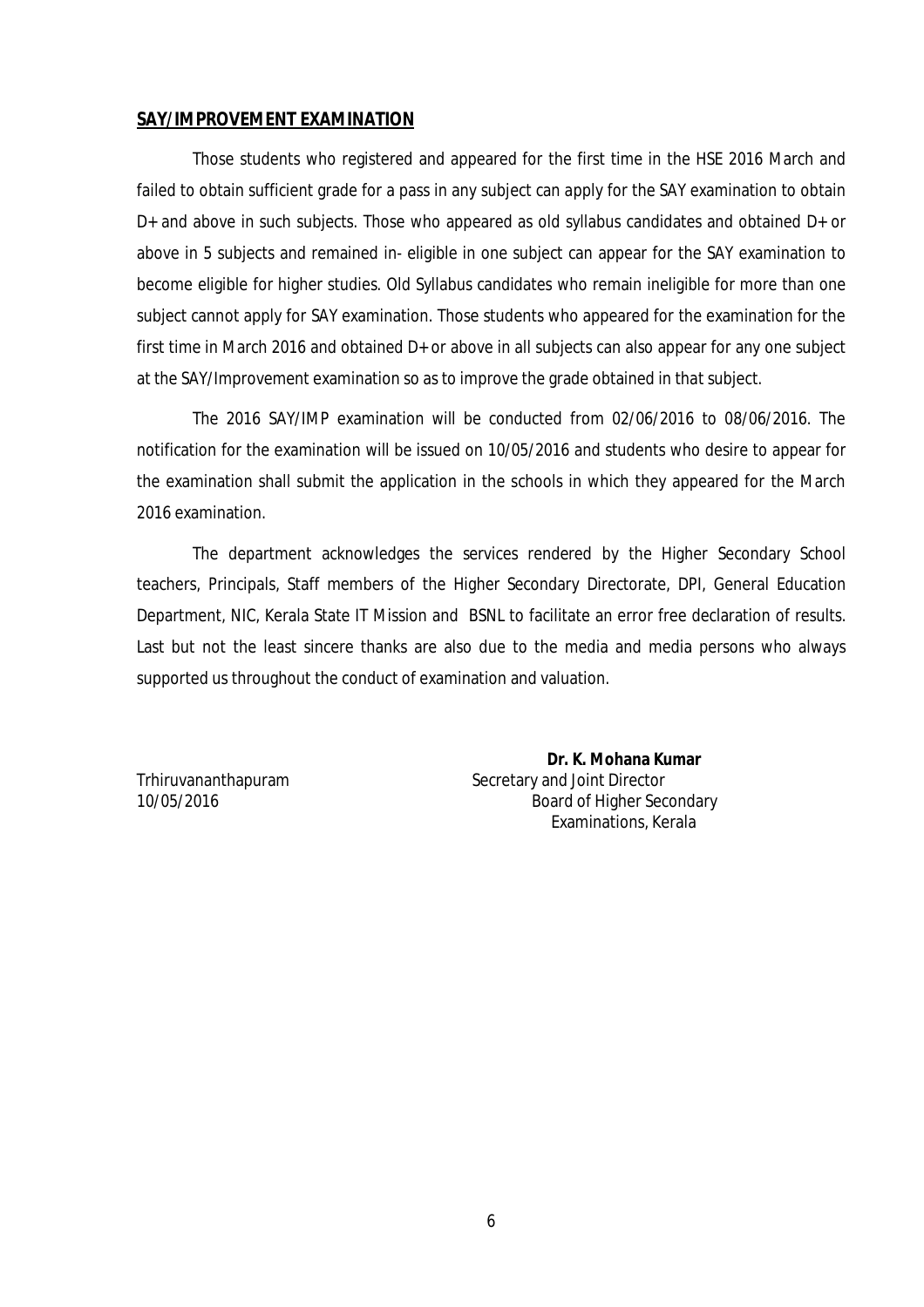## SAY/IMPROVEMENT EXAMINATION

Those students who registered and appeared for the first time in the HSE 2016 March and failed to obtain sufficient grade for a pass in any subject can apply for the SAY examination to obtain D+ and above in such subjects. Those who appeared as old syllabus candidates and obtained D+ or above in 5 subjects and remained in- eligible in one subject can appear for the SAY examination to become eligible for higher studies. Old Syllabus candidates who remain ineligible for more than one subject cannot apply for SAY examination. Those students who appeared for the examination for the first time in March 2016 and obtained D+ or above in all subjects can also appear for any one subject at the SAY/Improvement examination so as to improve the grade obtained in that subject.

The 2016 SAY/IMP examination will be conducted from 02/06/2016 to 08/06/2016. The notification for the examination will be issued on 10/05/2016 and students who desire to appear for the examination shall submit the application in the schools in which they appeared for the March 2016 examination.

The department acknowledges the services rendered by the Higher Secondary School teachers, Principals, Staff members of the Higher Secondary Directorate, DPI, General Education Department, NIC, Kerala State IT Mission and BSNL to facilitate an error free declaration of results. Last but not the least sincere thanks are also due to the media and media persons who always supported us throughout the conduct of examination and valuation.

Trhiruvananthapuram
10/05/2016

**Dr. K. Mohana Kumar**
Secretary and Joint Director
Board of Higher Secondary
Examinations, Kerala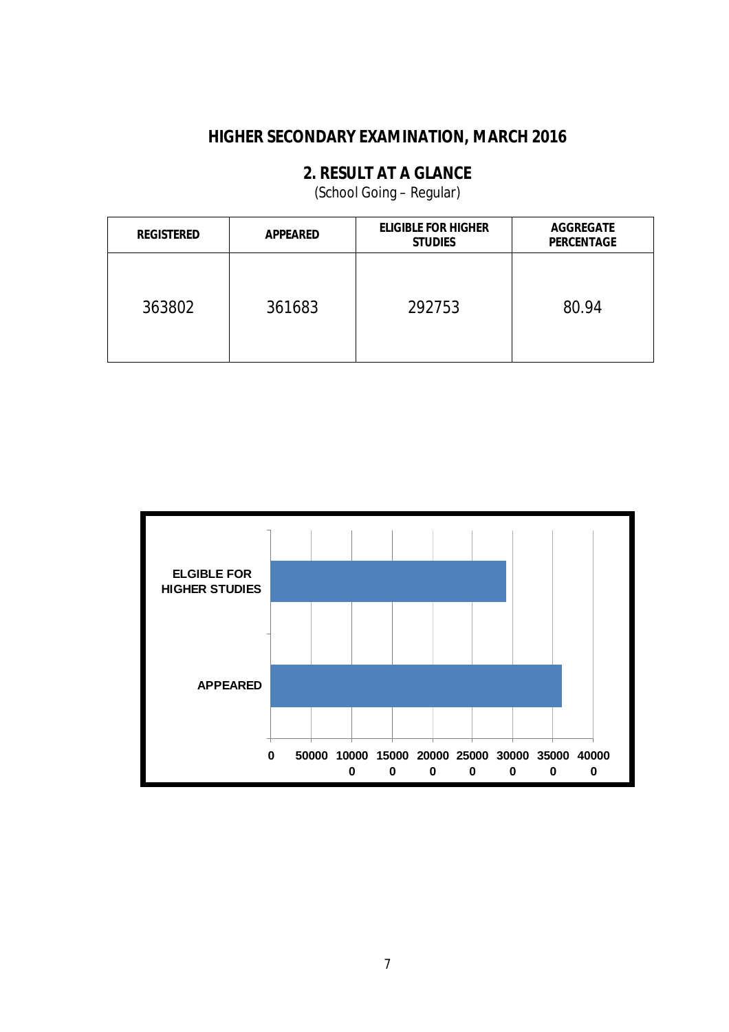# HIGHER SECONDARY EXAMINATION, MARCH 2016

## 2. RESULT AT A GLANCE

(School Going – Regular)

| REGISTERED | APPEARED | ELIGIBLE FOR HIGHER STUDIES | AGGREGATE PERCENTAGE |
|---|---|---|---|
| 363802 | 361683 | 292753 | 80.94 |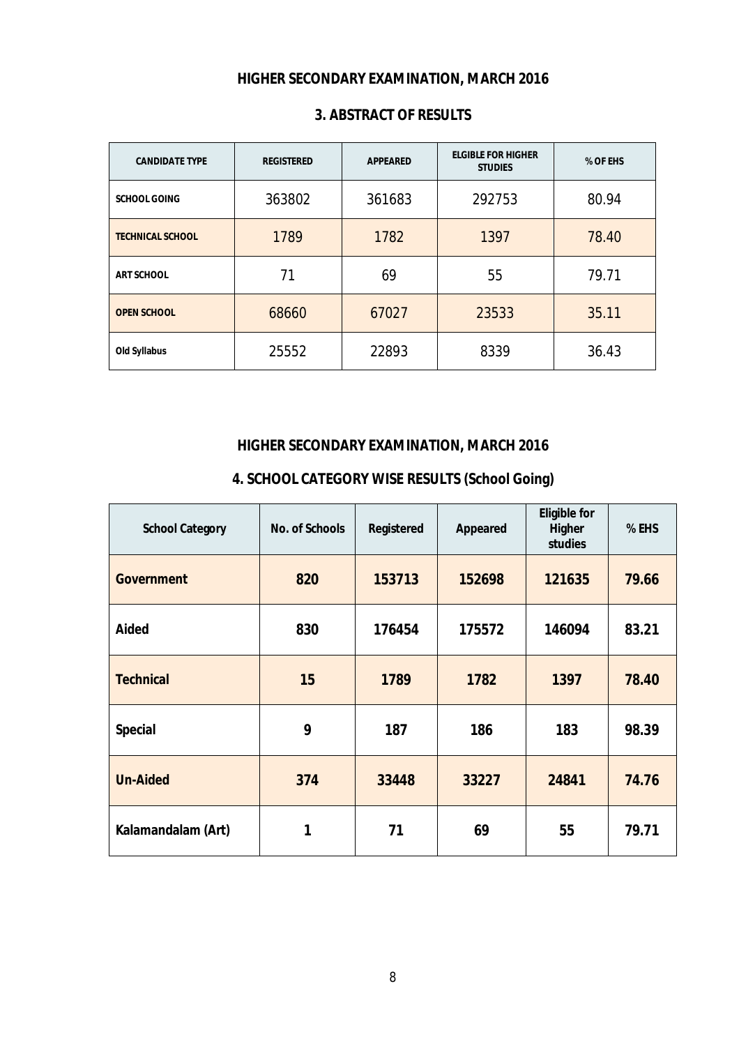## HIGHER SECONDARY EXAMINATION, MARCH 2016

### 3. ABSTRACT OF RESULTS

| CANDIDATE TYPE | REGISTERED | APPEARED | ELGIBLE FOR HIGHER STUDIES | % OF EHS |
|---|---|---|---|---|
| SCHOOL GOING | 363802 | 361683 | 292753 | 80.94 |
| TECHNICAL SCHOOL | 1789 | 1782 | 1397 | 78.40 |
| ART SCHOOL | 71 | 69 | 55 | 79.71 |
| OPEN SCHOOL | 68660 | 67027 | 23533 | 35.11 |
| Old Syllabus | 25552 | 22893 | 8339 | 36.43 |

## HIGHER SECONDARY EXAMINATION, MARCH 2016

### 4. SCHOOL CATEGORY WISE RESULTS (School Going)

| School Category | No. of Schools | Registered | Appeared | Eligible for Higher studies | % EHS |
|---|---|---|---|---|---|
| **Government** | **820** | **153713** | **152698** | **121635** | **79.66** |
| **Aided** | **830** | **176454** | **175572** | **146094** | **83.21** |
| **Technical** | **15** | **1789** | **1782** | **1397** | **78.40** |
| **Special** | **9** | **187** | **186** | **183** | **98.39** |
| **Un-Aided** | **374** | **33448** | **33227** | **24841** | **74.76** |
| **Kalamandalam (Art)** | **1** | **71** | **69** | **55** | **79.71** |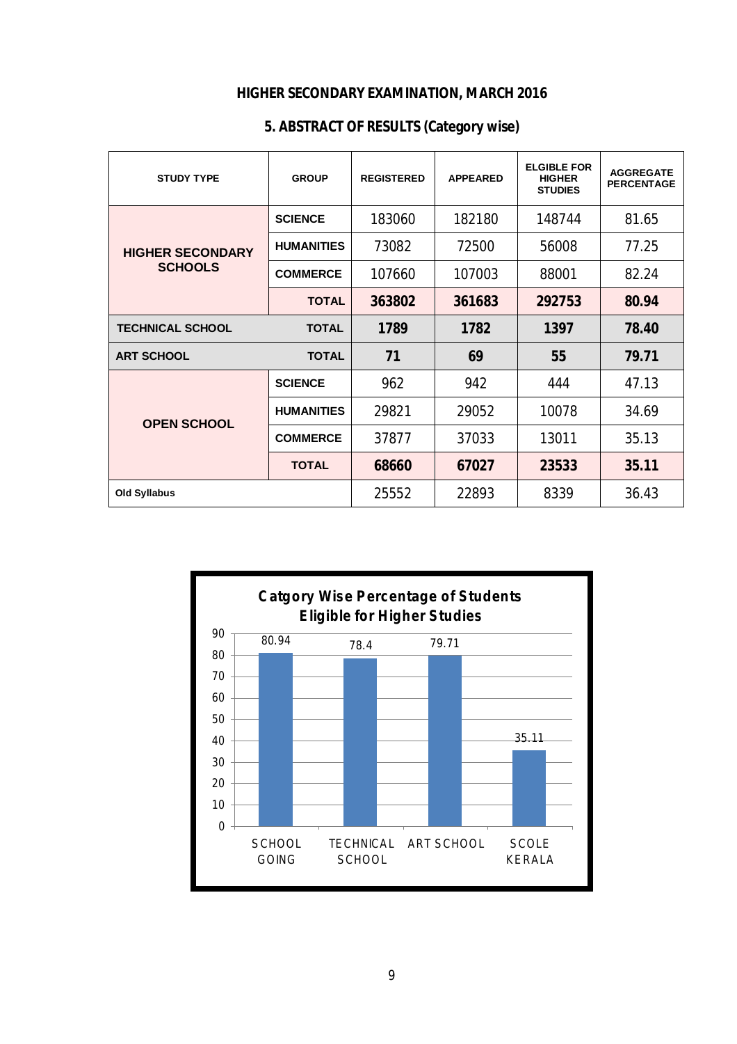## HIGHER SECONDARY EXAMINATION, MARCH 2016

### 5. ABSTRACT OF RESULTS (Category wise)

| STUDY TYPE | GROUP | REGISTERED | APPEARED | ELGIBLE FOR HIGHER STUDIES | AGGREGATE PERCENTAGE |
|---|---|---|---|---|---|
| HIGHER SECONDARY SCHOOLS | SCIENCE | 183060 | 182180 | 148744 | 81.65 |
| | HUMANITIES | 73082 | 72500 | 56008 | 77.25 |
| | COMMERCE | 107660 | 107003 | 88001 | 82.24 |
| | **TOTAL** | **363802** | **361683** | **292753** | **80.94** |
| **TECHNICAL SCHOOL** | **TOTAL** | **1789** | **1782** | **1397** | **78.40** |
| **ART SCHOOL** | **TOTAL** | **71** | **69** | **55** | **79.71** |
| OPEN SCHOOL | SCIENCE | 962 | 942 | 444 | 47.13 |
| | HUMANITIES | 29821 | 29052 | 10078 | 34.69 |
| | COMMERCE | 37877 | 37033 | 13011 | 35.13 |
| | **TOTAL** | **68660** | **67027** | **23533** | **35.11** |
| Old Syllabus | | 25552 | 22893 | 8339 | 36.43 |

**Catgory Wise Percentage of Students Eligible for Higher Studies**

| Category | Percentage |
|---|---|
| SCHOOL GOING | 80.94 |
| TECHNICAL SCHOOL | 78.4 |
| ART SCHOOL | 79.71 |
| SCOLE KERALA | 35.11 |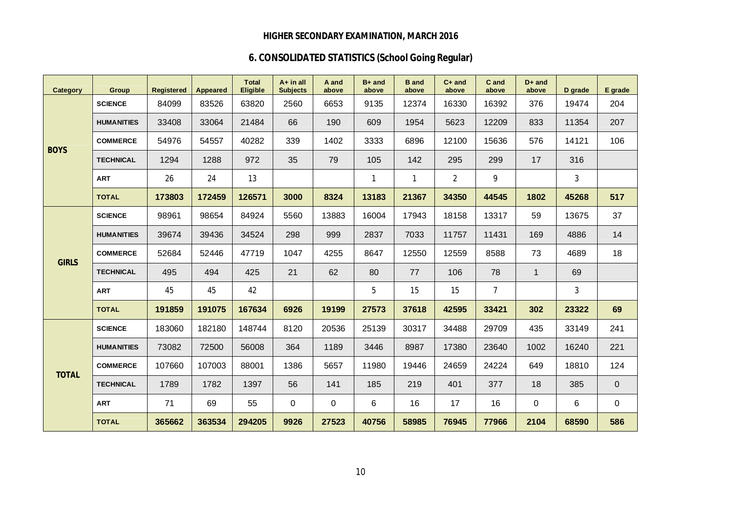**HIGHER SECONDARY EXAMINATION, MARCH 2016**

**6. CONSOLIDATED STATISTICS (School Going Regular)**

| Category | Group | Registered | Appeared | Total Eligible | A+ in all Subjects | A and above | B+ and above | B and above | C+ and above | C and above | D+ and above | D grade | E grade |
|---|---|---|---|---|---|---|---|---|---|---|---|---|---|
| **BOYS** | SCIENCE | 84099 | 83526 | 63820 | 2560 | 6653 | 9135 | 12374 | 16330 | 16392 | 376 | 19474 | 204 |
| | HUMANITIES | 33408 | 33064 | 21484 | 66 | 190 | 609 | 1954 | 5623 | 12209 | 833 | 11354 | 207 |
| | COMMERCE | 54976 | 54557 | 40282 | 339 | 1402 | 3333 | 6896 | 12100 | 15636 | 576 | 14121 | 106 |
| | TECHNICAL | 1294 | 1288 | 972 | 35 | 79 | 105 | 142 | 295 | 299 | 17 | 316 | |
| | ART | 26 | 24 | 13 | | | 1 | 1 | 2 | 9 | | 3 | |
| | **TOTAL** | **173803** | **172459** | **126571** | **3000** | **8324** | **13183** | **21367** | **34350** | **44545** | **1802** | **45268** | **517** |
| **GIRLS** | SCIENCE | 98961 | 98654 | 84924 | 5560 | 13883 | 16004 | 17943 | 18158 | 13317 | 59 | 13675 | 37 |
| | HUMANITIES | 39674 | 39436 | 34524 | 298 | 999 | 2837 | 7033 | 11757 | 11431 | 169 | 4886 | 14 |
| | COMMERCE | 52684 | 52446 | 47719 | 1047 | 4255 | 8647 | 12550 | 12559 | 8588 | 73 | 4689 | 18 |
| | TECHNICAL | 495 | 494 | 425 | 21 | 62 | 80 | 77 | 106 | 78 | 1 | 69 | |
| | ART | 45 | 45 | 42 | | | 5 | 15 | 15 | 7 | | 3 | |
| | **TOTAL** | **191859** | **191075** | **167634** | **6926** | **19199** | **27573** | **37618** | **42595** | **33421** | **302** | **23322** | **69** |
| **TOTAL** | SCIENCE | 183060 | 182180 | 148744 | 8120 | 20536 | 25139 | 30317 | 34488 | 29709 | 435 | 33149 | 241 |
| | HUMANITIES | 73082 | 72500 | 56008 | 364 | 1189 | 3446 | 8987 | 17380 | 23640 | 1002 | 16240 | 221 |
| | COMMERCE | 107660 | 107003 | 88001 | 1386 | 5657 | 11980 | 19446 | 24659 | 24224 | 649 | 18810 | 124 |
| | TECHNICAL | 1789 | 1782 | 1397 | 56 | 141 | 185 | 219 | 401 | 377 | 18 | 385 | 0 |
| | ART | 71 | 69 | 55 | 0 | 0 | 6 | 16 | 17 | 16 | 0 | 6 | 0 |
| | **TOTAL** | **365662** | **363534** | **294205** | **9926** | **27523** | **40756** | **58985** | **76945** | **77966** | **2104** | **68590** | **586** |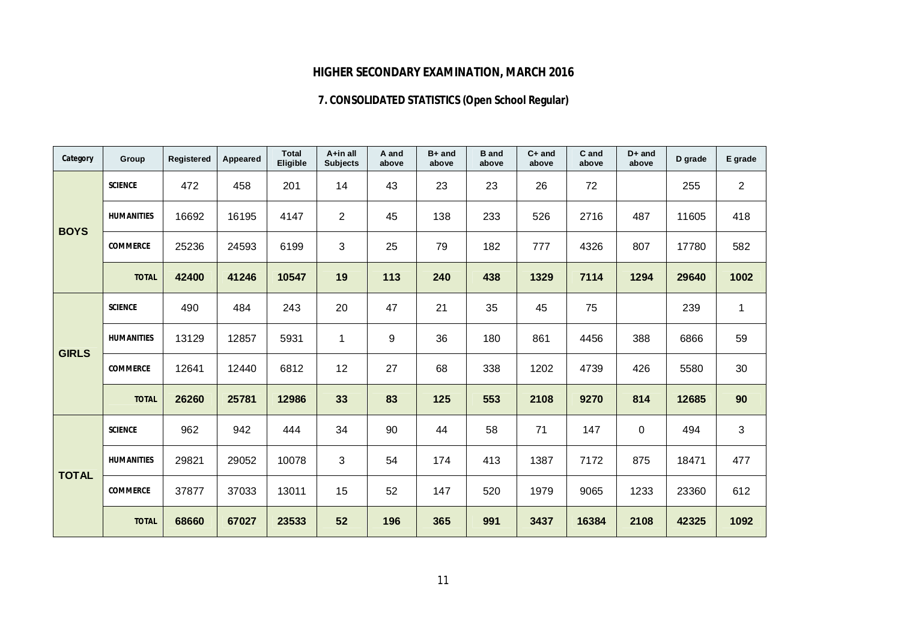# HIGHER SECONDARY EXAMINATION, MARCH 2016

## 7. CONSOLIDATED STATISTICS (Open School Regular)

| Category | Group | Registered | Appeared | Total Eligible | A+in all Subjects | A and above | B+ and above | B and above | C+ and above | C and above | D+ and above | D grade | E grade |
|---|---|---|---|---|---|---|---|---|---|---|---|---|---|
| BOYS | SCIENCE | 472 | 458 | 201 | 14 | 43 | 23 | 23 | 26 | 72 | | 255 | 2 |
| | HUMANITIES | 16692 | 16195 | 4147 | 2 | 45 | 138 | 233 | 526 | 2716 | 487 | 11605 | 418 |
| | COMMERCE | 25236 | 24593 | 6199 | 3 | 25 | 79 | 182 | 777 | 4326 | 807 | 17780 | 582 |
| | **TOTAL** | **42400** | **41246** | **10547** | **19** | **113** | **240** | **438** | **1329** | **7114** | **1294** | **29640** | **1002** |
| GIRLS | SCIENCE | 490 | 484 | 243 | 20 | 47 | 21 | 35 | 45 | 75 | | 239 | 1 |
| | HUMANITIES | 13129 | 12857 | 5931 | 1 | 9 | 36 | 180 | 861 | 4456 | 388 | 6866 | 59 |
| | COMMERCE | 12641 | 12440 | 6812 | 12 | 27 | 68 | 338 | 1202 | 4739 | 426 | 5580 | 30 |
| | **TOTAL** | **26260** | **25781** | **12986** | **33** | **83** | **125** | **553** | **2108** | **9270** | **814** | **12685** | **90** |
| TOTAL | SCIENCE | 962 | 942 | 444 | 34 | 90 | 44 | 58 | 71 | 147 | 0 | 494 | 3 |
| | HUMANITIES | 29821 | 29052 | 10078 | 3 | 54 | 174 | 413 | 1387 | 7172 | 875 | 18471 | 477 |
| | COMMERCE | 37877 | 37033 | 13011 | 15 | 52 | 147 | 520 | 1979 | 9065 | 1233 | 23360 | 612 |
| | **TOTAL** | **68660** | **67027** | **23533** | **52** | **196** | **365** | **991** | **3437** | **16384** | **2108** | **42325** | **1092** |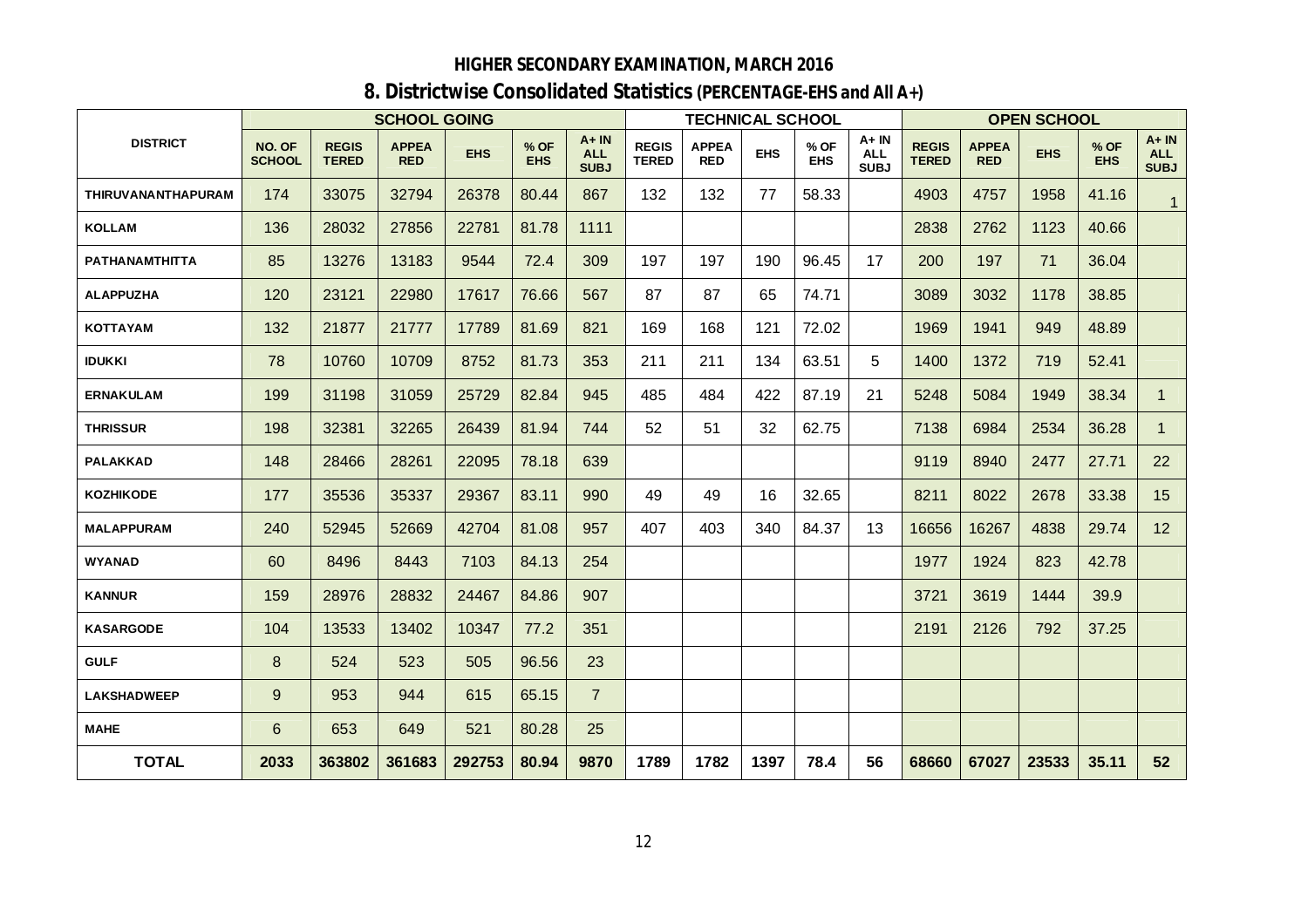# HIGHER SECONDARY EXAMINATION, MARCH 2016

## 8. Districtwise Consolidated Statistics (PERCENTAGE-EHS and All A+)

| DISTRICT | SCHOOL GOING | | | | | | TECHNICAL SCHOOL | | | | | OPEN SCHOOL | | | | |
|---|---|---|---|---|---|---|---|---|---|---|---|---|---|---|---|---|
| | NO. OF SCHOOL | REGIS TERED | APPEA RED | EHS | % OF EHS | A+ IN ALL SUBJ | REGIS TERED | APPEA RED | EHS | % OF EHS | A+ IN ALL SUBJ | REGIS TERED | APPEA RED | EHS | % OF EHS | A+ IN ALL SUBJ |
| THIRUVANANTHAPURAM | 174 | 33075 | 32794 | 26378 | 80.44 | 867 | 132 | 132 | 77 | 58.33 | | 4903 | 4757 | 1958 | 41.16 | 1 |
| KOLLAM | 136 | 28032 | 27856 | 22781 | 81.78 | 1111 | | | | | | 2838 | 2762 | 1123 | 40.66 | |
| PATHANAMTHITTA | 85 | 13276 | 13183 | 9544 | 72.4 | 309 | 197 | 197 | 190 | 96.45 | 17 | 200 | 197 | 71 | 36.04 | |
| ALAPPUZHA | 120 | 23121 | 22980 | 17617 | 76.66 | 567 | 87 | 87 | 65 | 74.71 | | 3089 | 3032 | 1178 | 38.85 | |
| KOTTAYAM | 132 | 21877 | 21777 | 17789 | 81.69 | 821 | 169 | 168 | 121 | 72.02 | | 1969 | 1941 | 949 | 48.89 | |
| IDUKKI | 78 | 10760 | 10709 | 8752 | 81.73 | 353 | 211 | 211 | 134 | 63.51 | 5 | 1400 | 1372 | 719 | 52.41 | |
| ERNAKULAM | 199 | 31198 | 31059 | 25729 | 82.84 | 945 | 485 | 484 | 422 | 87.19 | 21 | 5248 | 5084 | 1949 | 38.34 | 1 |
| THRISSUR | 198 | 32381 | 32265 | 26439 | 81.94 | 744 | 52 | 51 | 32 | 62.75 | | 7138 | 6984 | 2534 | 36.28 | 1 |
| PALAKKAD | 148 | 28466 | 28261 | 22095 | 78.18 | 639 | | | | | | 9119 | 8940 | 2477 | 27.71 | 22 |
| KOZHIKODE | 177 | 35536 | 35337 | 29367 | 83.11 | 990 | 49 | 49 | 16 | 32.65 | | 8211 | 8022 | 2678 | 33.38 | 15 |
| MALAPPURAM | 240 | 52945 | 52669 | 42704 | 81.08 | 957 | 407 | 403 | 340 | 84.37 | 13 | 16656 | 16267 | 4838 | 29.74 | 12 |
| WYANAD | 60 | 8496 | 8443 | 7103 | 84.13 | 254 | | | | | | 1977 | 1924 | 823 | 42.78 | |
| KANNUR | 159 | 28976 | 28832 | 24467 | 84.86 | 907 | | | | | | 3721 | 3619 | 1444 | 39.9 | |
| KASARGODE | 104 | 13533 | 13402 | 10347 | 77.2 | 351 | | | | | | 2191 | 2126 | 792 | 37.25 | |
| GULF | 8 | 524 | 523 | 505 | 96.56 | 23 | | | | | | | | | | |
| LAKSHADWEEP | 9 | 953 | 944 | 615 | 65.15 | 7 | | | | | | | | | | |
| MAHE | 6 | 653 | 649 | 521 | 80.28 | 25 | | | | | | | | | | |
| **TOTAL** | **2033** | **363802** | **361683** | **292753** | **80.94** | **9870** | **1789** | **1782** | **1397** | **78.4** | **56** | **68660** | **67027** | **23533** | **35.11** | **52** |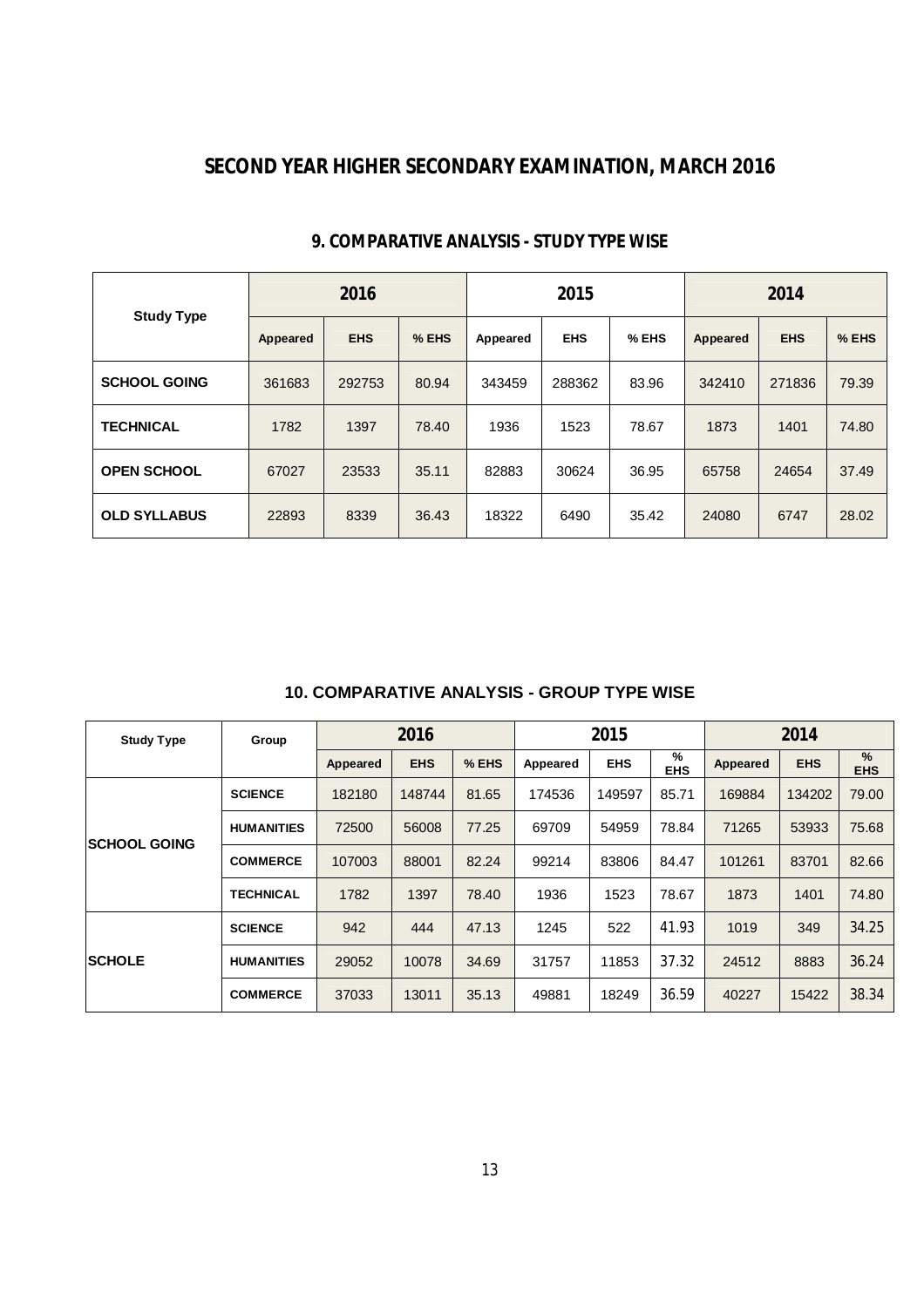# SECOND YEAR HIGHER SECONDARY EXAMINATION, MARCH 2016

## 9. COMPARATIVE ANALYSIS - STUDY TYPE WISE

| Study Type | 2016 | | | 2015 | | | 2014 | | |
|---|---|---|---|---|---|---|---|---|---|
| | Appeared | EHS | % EHS | Appeared | EHS | % EHS | Appeared | EHS | % EHS |
| SCHOOL GOING | 361683 | 292753 | 80.94 | 343459 | 288362 | 83.96 | 342410 | 271836 | 79.39 |
| TECHNICAL | 1782 | 1397 | 78.40 | 1936 | 1523 | 78.67 | 1873 | 1401 | 74.80 |
| OPEN SCHOOL | 67027 | 23533 | 35.11 | 82883 | 30624 | 36.95 | 65758 | 24654 | 37.49 |
| OLD SYLLABUS | 22893 | 8339 | 36.43 | 18322 | 6490 | 35.42 | 24080 | 6747 | 28.02 |

## 10. COMPARATIVE ANALYSIS - GROUP TYPE WISE

| Study Type | Group | 2016 | | | 2015 | | | 2014 | | |
|---|---|---|---|---|---|---|---|---|---|---|
| | | Appeared | EHS | % EHS | Appeared | EHS | % EHS | Appeared | EHS | % EHS |
| SCHOOL GOING | SCIENCE | 182180 | 148744 | 81.65 | 174536 | 149597 | 85.71 | 169884 | 134202 | 79.00 |
| | HUMANITIES | 72500 | 56008 | 77.25 | 69709 | 54959 | 78.84 | 71265 | 53933 | 75.68 |
| | COMMERCE | 107003 | 88001 | 82.24 | 99214 | 83806 | 84.47 | 101261 | 83701 | 82.66 |
| | TECHNICAL | 1782 | 1397 | 78.40 | 1936 | 1523 | 78.67 | 1873 | 1401 | 74.80 |
| SCHOLE | SCIENCE | 942 | 444 | 47.13 | 1245 | 522 | 41.93 | 1019 | 349 | 34.25 |
| | HUMANITIES | 29052 | 10078 | 34.69 | 31757 | 11853 | 37.32 | 24512 | 8883 | 36.24 |
| | COMMERCE | 37033 | 13011 | 35.13 | 49881 | 18249 | 36.59 | 40227 | 15422 | 38.34 |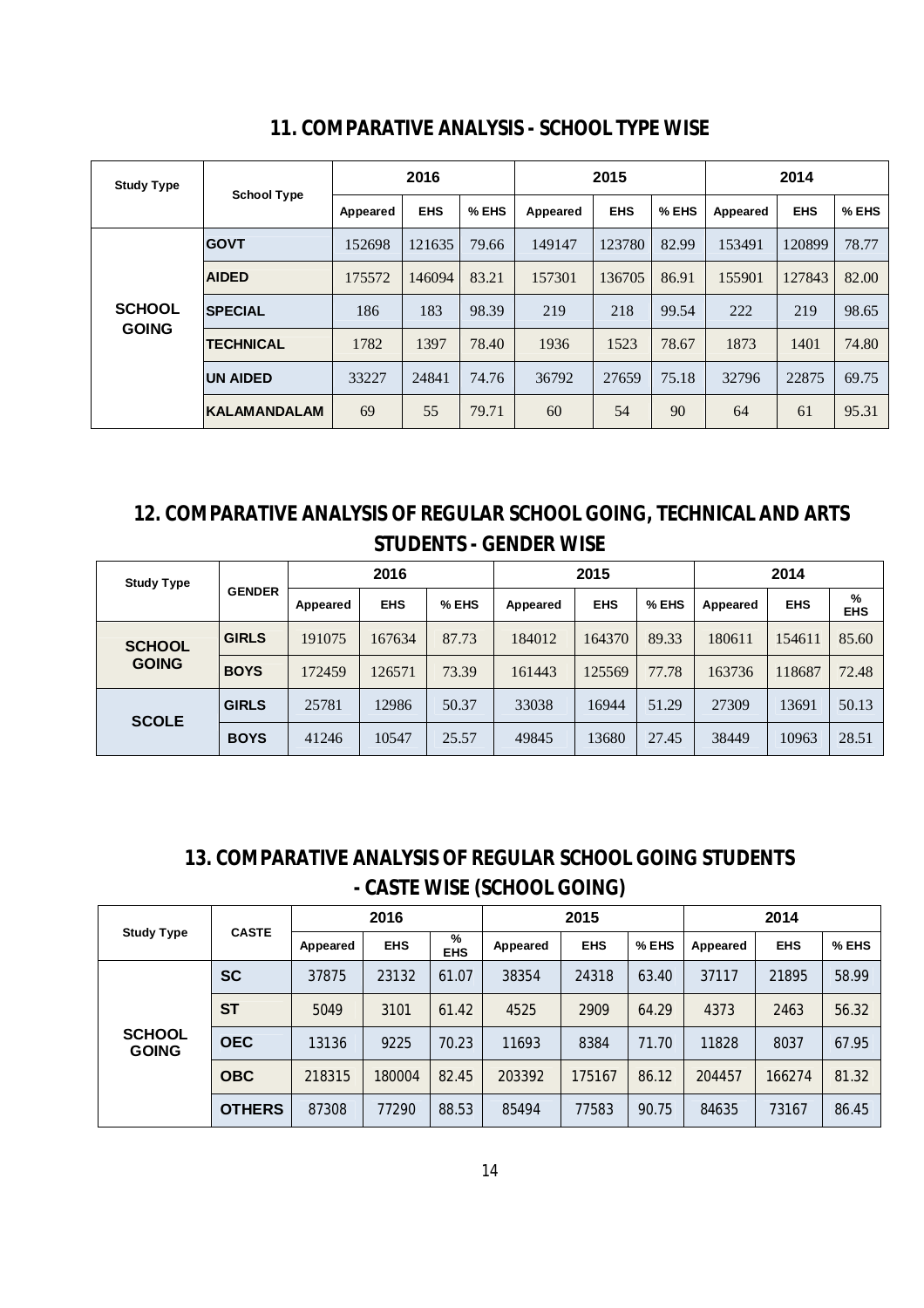## 11. COMPARATIVE ANALYSIS - SCHOOL TYPE WISE

| Study Type | School Type | 2016 | | | 2015 | | | 2014 | | |
|---|---|---|---|---|---|---|---|---|---|---|
| | | Appeared | EHS | % EHS | Appeared | EHS | % EHS | Appeared | EHS | % EHS |
| SCHOOL GOING | GOVT | 152698 | 121635 | 79.66 | 149147 | 123780 | 82.99 | 153491 | 120899 | 78.77 |
| | AIDED | 175572 | 146094 | 83.21 | 157301 | 136705 | 86.91 | 155901 | 127843 | 82.00 |
| | SPECIAL | 186 | 183 | 98.39 | 219 | 218 | 99.54 | 222 | 219 | 98.65 |
| | TECHNICAL | 1782 | 1397 | 78.40 | 1936 | 1523 | 78.67 | 1873 | 1401 | 74.80 |
| | UN AIDED | 33227 | 24841 | 74.76 | 36792 | 27659 | 75.18 | 32796 | 22875 | 69.75 |
| | KALAMANDALAM | 69 | 55 | 79.71 | 60 | 54 | 90 | 64 | 61 | 95.31 |

## 12. COMPARATIVE ANALYSIS OF REGULAR SCHOOL GOING, TECHNICAL AND ARTS STUDENTS - GENDER WISE

| Study Type | GENDER | 2016 | | | 2015 | | | 2014 | | |
|---|---|---|---|---|---|---|---|---|---|---|
| | | Appeared | EHS | % EHS | Appeared | EHS | % EHS | Appeared | EHS | % EHS |
| SCHOOL GOING | GIRLS | 191075 | 167634 | 87.73 | 184012 | 164370 | 89.33 | 180611 | 154611 | 85.60 |
| | BOYS | 172459 | 126571 | 73.39 | 161443 | 125569 | 77.78 | 163736 | 118687 | 72.48 |
| SCOLE | GIRLS | 25781 | 12986 | 50.37 | 33038 | 16944 | 51.29 | 27309 | 13691 | 50.13 |
| | BOYS | 41246 | 10547 | 25.57 | 49845 | 13680 | 27.45 | 38449 | 10963 | 28.51 |

## 13. COMPARATIVE ANALYSIS OF REGULAR SCHOOL GOING STUDENTS - CASTE WISE (SCHOOL GOING)

| Study Type | CASTE | 2016 | | | 2015 | | | 2014 | | |
|---|---|---|---|---|---|---|---|---|---|---|
| | | Appeared | EHS | % EHS | Appeared | EHS | % EHS | Appeared | EHS | % EHS |
| SCHOOL GOING | SC | 37875 | 23132 | 61.07 | 38354 | 24318 | 63.40 | 37117 | 21895 | 58.99 |
| | ST | 5049 | 3101 | 61.42 | 4525 | 2909 | 64.29 | 4373 | 2463 | 56.32 |
| | OEC | 13136 | 9225 | 70.23 | 11693 | 8384 | 71.70 | 11828 | 8037 | 67.95 |
| | OBC | 218315 | 180004 | 82.45 | 203392 | 175167 | 86.12 | 204457 | 166274 | 81.32 |
| | OTHERS | 87308 | 77290 | 88.53 | 85494 | 77583 | 90.75 | 84635 | 73167 | 86.45 |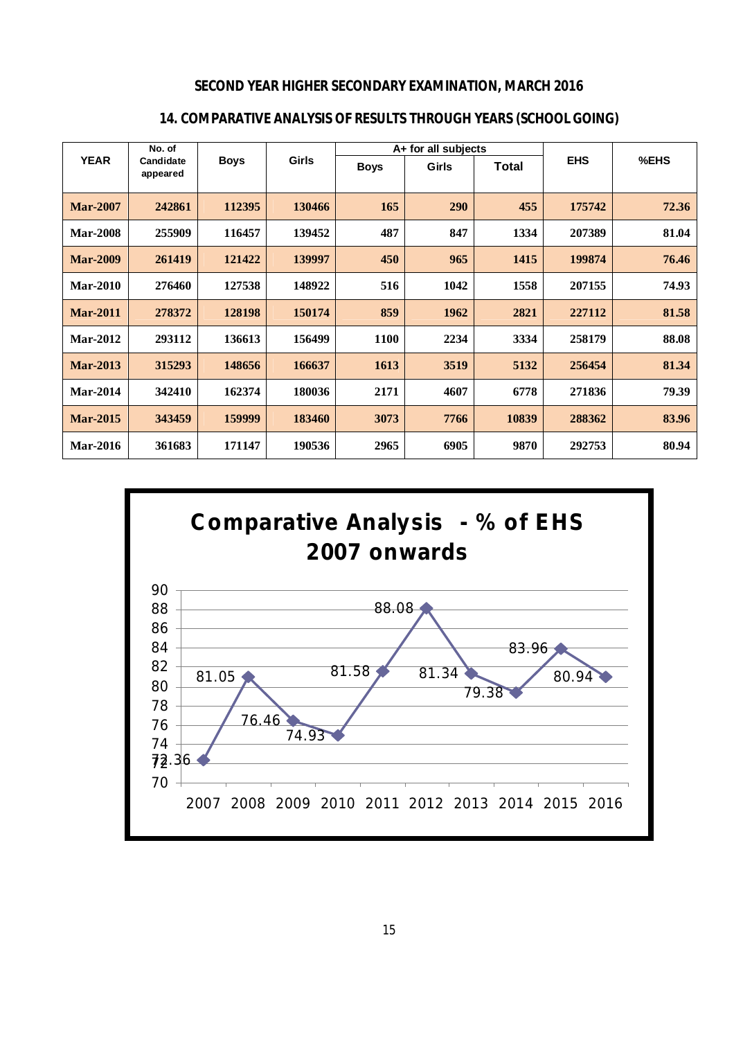## SECOND YEAR HIGHER SECONDARY EXAMINATION, MARCH 2016

### 14. COMPARATIVE ANALYSIS OF RESULTS THROUGH YEARS (SCHOOL GOING)

| YEAR | No. of Candidate appeared | Boys | Girls | A+ for all subjects | | | EHS | %EHS |
|---|---|---|---|---|---|---|---|---|
| | | | | Boys | Girls | Total | | |
| Mar-2007 | 242861 | 112395 | 130466 | 165 | 290 | 455 | 175742 | 72.36 |
| Mar-2008 | 255909 | 116457 | 139452 | 487 | 847 | 1334 | 207389 | 81.04 |
| Mar-2009 | 261419 | 121422 | 139997 | 450 | 965 | 1415 | 199874 | 76.46 |
| Mar-2010 | 276460 | 127538 | 148922 | 516 | 1042 | 1558 | 207155 | 74.93 |
| Mar-2011 | 278372 | 128198 | 150174 | 859 | 1962 | 2821 | 227112 | 81.58 |
| Mar-2012 | 293112 | 136613 | 156499 | 1100 | 2234 | 3334 | 258179 | 88.08 |
| Mar-2013 | 315293 | 148656 | 166637 | 1613 | 3519 | 5132 | 256454 | 81.34 |
| Mar-2014 | 342410 | 162374 | 180036 | 2171 | 4607 | 6778 | 271836 | 79.39 |
| Mar-2015 | 343459 | 159999 | 183460 | 3073 | 7766 | 10839 | 288362 | 83.96 |
| Mar-2016 | 361683 | 171147 | 190536 | 2965 | 6905 | 9870 | 292753 | 80.94 |

**Comparative Analysis - % of EHS 2007 onwards**

| Year | % of EHS |
|---|---|
| 2007 | 72.36 |
| 2008 | 81.05 |
| 2009 | 76.46 |
| 2010 | 74.93 |
| 2011 | 81.58 |
| 2012 | 88.08 |
| 2013 | 81.34 |
| 2014 | 79.38 |
| 2015 | 83.96 |
| 2016 | 80.94 |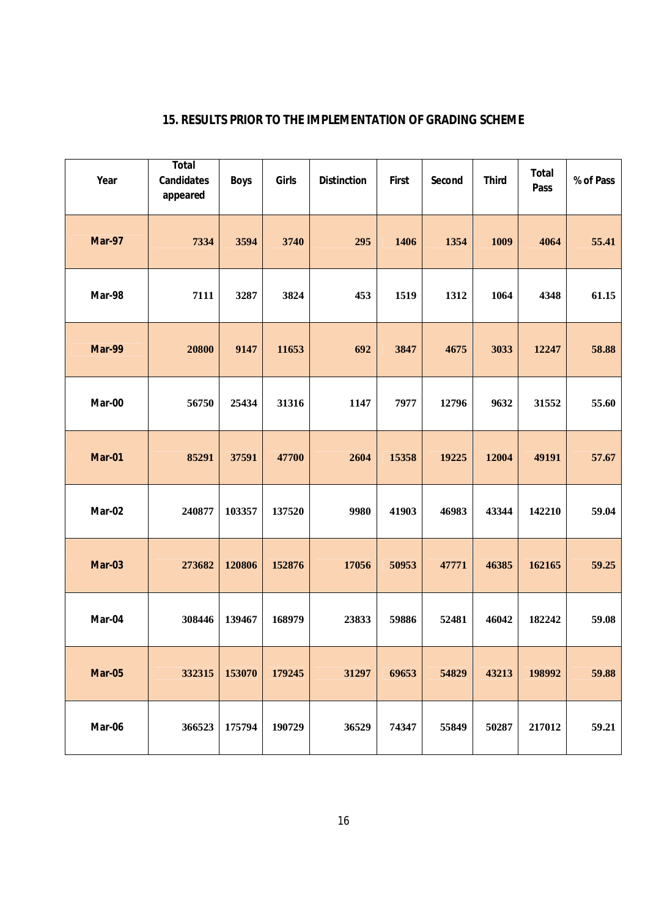## 15. RESULTS PRIOR TO THE IMPLEMENTATION OF GRADING SCHEME

| Year | Total Candidates appeared | Boys | Girls | Distinction | First | Second | Third | Total Pass | % of Pass |
|---|---|---|---|---|---|---|---|---|---|
| Mar-97 | 7334 | 3594 | 3740 | 295 | 1406 | 1354 | 1009 | 4064 | 55.41 |
| Mar-98 | 7111 | 3287 | 3824 | 453 | 1519 | 1312 | 1064 | 4348 | 61.15 |
| Mar-99 | 20800 | 9147 | 11653 | 692 | 3847 | 4675 | 3033 | 12247 | 58.88 |
| Mar-00 | 56750 | 25434 | 31316 | 1147 | 7977 | 12796 | 9632 | 31552 | 55.60 |
| Mar-01 | 85291 | 37591 | 47700 | 2604 | 15358 | 19225 | 12004 | 49191 | 57.67 |
| Mar-02 | 240877 | 103357 | 137520 | 9980 | 41903 | 46983 | 43344 | 142210 | 59.04 |
| Mar-03 | 273682 | 120806 | 152876 | 17056 | 50953 | 47771 | 46385 | 162165 | 59.25 |
| Mar-04 | 308446 | 139467 | 168979 | 23833 | 59886 | 52481 | 46042 | 182242 | 59.08 |
| Mar-05 | 332315 | 153070 | 179245 | 31297 | 69653 | 54829 | 43213 | 198992 | 59.88 |
| Mar-06 | 366523 | 175794 | 190729 | 36529 | 74347 | 55849 | 50287 | 217012 | 59.21 |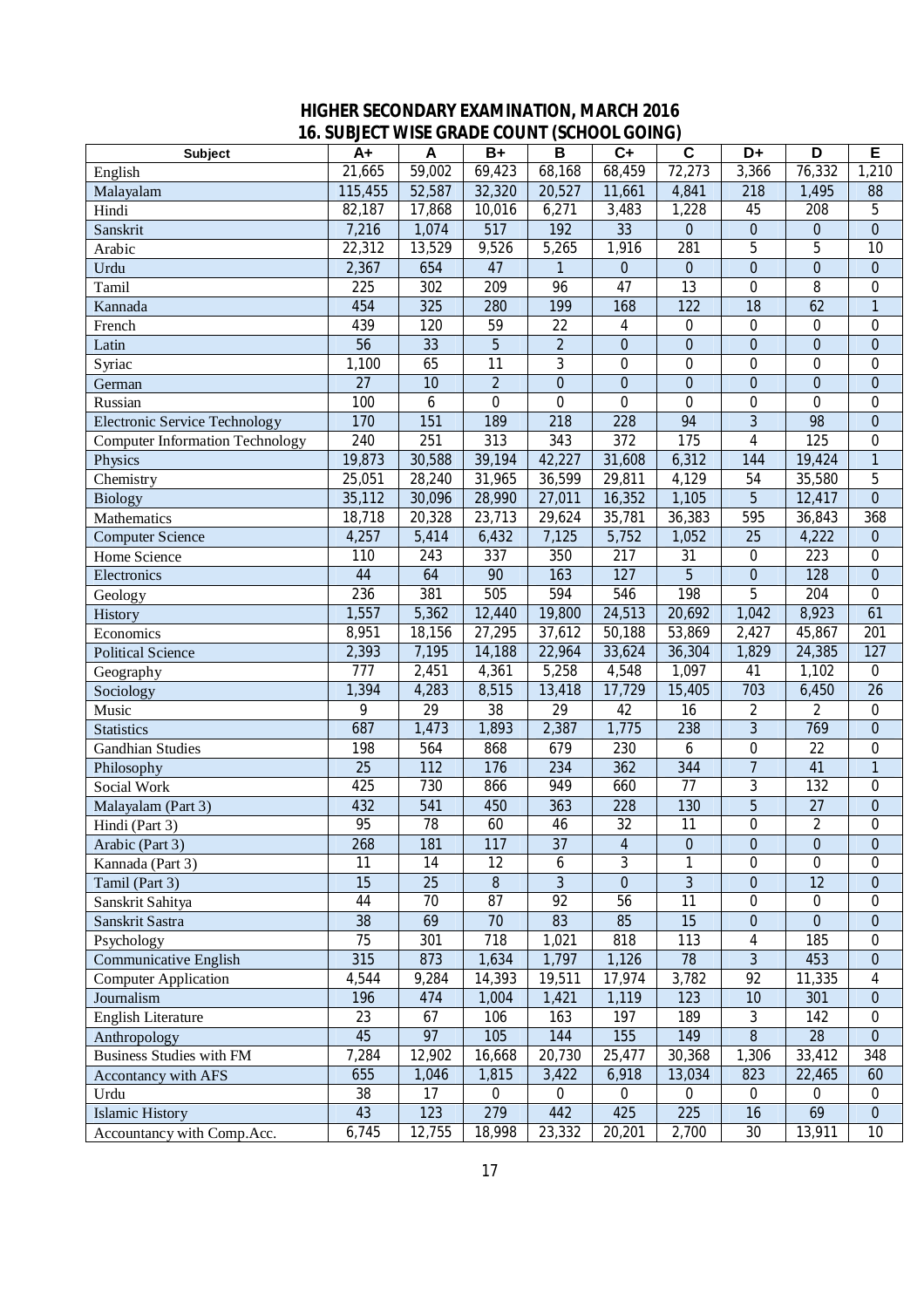## HIGHER SECONDARY EXAMINATION, MARCH 2016
## 16. SUBJECT WISE GRADE COUNT (SCHOOL GOING)

| Subject | A+ | A | B+ | B | C+ | C | D+ | D | E |
|---|---|---|---|---|---|---|---|---|---|
| English | 21,665 | 59,002 | 69,423 | 68,168 | 68,459 | 72,273 | 3,366 | 76,332 | 1,210 |
| Malayalam | 115,455 | 52,587 | 32,320 | 20,527 | 11,661 | 4,841 | 218 | 1,495 | 88 |
| Hindi | 82,187 | 17,868 | 10,016 | 6,271 | 3,483 | 1,228 | 45 | 208 | 5 |
| Sanskrit | 7,216 | 1,074 | 517 | 192 | 33 | 0 | 0 | 0 | 0 |
| Arabic | 22,312 | 13,529 | 9,526 | 5,265 | 1,916 | 281 | 5 | 5 | 10 |
| Urdu | 2,367 | 654 | 47 | 1 | 0 | 0 | 0 | 0 | 0 |
| Tamil | 225 | 302 | 209 | 96 | 47 | 13 | 0 | 8 | 0 |
| Kannada | 454 | 325 | 280 | 199 | 168 | 122 | 18 | 62 | 1 |
| French | 439 | 120 | 59 | 22 | 4 | 0 | 0 | 0 | 0 |
| Latin | 56 | 33 | 5 | 2 | 0 | 0 | 0 | 0 | 0 |
| Syriac | 1,100 | 65 | 11 | 3 | 0 | 0 | 0 | 0 | 0 |
| German | 27 | 10 | 2 | 0 | 0 | 0 | 0 | 0 | 0 |
| Russian | 100 | 6 | 0 | 0 | 0 | 0 | 0 | 0 | 0 |
| Electronic Service Technology | 170 | 151 | 189 | 218 | 228 | 94 | 3 | 98 | 0 |
| Computer Information Technology | 240 | 251 | 313 | 343 | 372 | 175 | 4 | 125 | 0 |
| Physics | 19,873 | 30,588 | 39,194 | 42,227 | 31,608 | 6,312 | 144 | 19,424 | 1 |
| Chemistry | 25,051 | 28,240 | 31,965 | 36,599 | 29,811 | 4,129 | 54 | 35,580 | 5 |
| Biology | 35,112 | 30,096 | 28,990 | 27,011 | 16,352 | 1,105 | 5 | 12,417 | 0 |
| Mathematics | 18,718 | 20,328 | 23,713 | 29,624 | 35,781 | 36,383 | 595 | 36,843 | 368 |
| Computer Science | 4,257 | 5,414 | 6,432 | 7,125 | 5,752 | 1,052 | 25 | 4,222 | 0 |
| Home Science | 110 | 243 | 337 | 350 | 217 | 31 | 0 | 223 | 0 |
| Electronics | 44 | 64 | 90 | 163 | 127 | 5 | 0 | 128 | 0 |
| Geology | 236 | 381 | 505 | 594 | 546 | 198 | 5 | 204 | 0 |
| History | 1,557 | 5,362 | 12,440 | 19,800 | 24,513 | 20,692 | 1,042 | 8,923 | 61 |
| Economics | 8,951 | 18,156 | 27,295 | 37,612 | 50,188 | 53,869 | 2,427 | 45,867 | 201 |
| Political Science | 2,393 | 7,195 | 14,188 | 22,964 | 33,624 | 36,304 | 1,829 | 24,385 | 127 |
| Geography | 777 | 2,451 | 4,361 | 5,258 | 4,548 | 1,097 | 41 | 1,102 | 0 |
| Sociology | 1,394 | 4,283 | 8,515 | 13,418 | 17,729 | 15,405 | 703 | 6,450 | 26 |
| Music | 9 | 29 | 38 | 29 | 42 | 16 | 2 | 2 | 0 |
| Statistics | 687 | 1,473 | 1,893 | 2,387 | 1,775 | 238 | 3 | 769 | 0 |
| Gandhian Studies | 198 | 564 | 868 | 679 | 230 | 6 | 0 | 22 | 0 |
| Philosophy | 25 | 112 | 176 | 234 | 362 | 344 | 7 | 41 | 1 |
| Social Work | 425 | 730 | 866 | 949 | 660 | 77 | 3 | 132 | 0 |
| Malayalam (Part 3) | 432 | 541 | 450 | 363 | 228 | 130 | 5 | 27 | 0 |
| Hindi (Part 3) | 95 | 78 | 60 | 46 | 32 | 11 | 0 | 2 | 0 |
| Arabic (Part 3) | 268 | 181 | 117 | 37 | 4 | 0 | 0 | 0 | 0 |
| Kannada (Part 3) | 11 | 14 | 12 | 6 | 3 | 1 | 0 | 0 | 0 |
| Tamil (Part 3) | 15 | 25 | 8 | 3 | 0 | 3 | 0 | 12 | 0 |
| Sanskrit Sahitya | 44 | 70 | 87 | 92 | 56 | 11 | 0 | 0 | 0 |
| Sanskrit Sastra | 38 | 69 | 70 | 83 | 85 | 15 | 0 | 0 | 0 |
| Psychology | 75 | 301 | 718 | 1,021 | 818 | 113 | 4 | 185 | 0 |
| Communicative English | 315 | 873 | 1,634 | 1,797 | 1,126 | 78 | 3 | 453 | 0 |
| Computer Application | 4,544 | 9,284 | 14,393 | 19,511 | 17,974 | 3,782 | 92 | 11,335 | 4 |
| Journalism | 196 | 474 | 1,004 | 1,421 | 1,119 | 123 | 10 | 301 | 0 |
| English Literature | 23 | 67 | 106 | 163 | 197 | 189 | 3 | 142 | 0 |
| Anthropology | 45 | 97 | 105 | 144 | 155 | 149 | 8 | 28 | 0 |
| Business Studies with FM | 7,284 | 12,902 | 16,668 | 20,730 | 25,477 | 30,368 | 1,306 | 33,412 | 348 |
| Accontancy with AFS | 655 | 1,046 | 1,815 | 3,422 | 6,918 | 13,034 | 823 | 22,465 | 60 |
| Urdu | 38 | 17 | 0 | 0 | 0 | 0 | 0 | 0 | 0 |
| Islamic History | 43 | 123 | 279 | 442 | 425 | 225 | 16 | 69 | 0 |
| Accountancy with Comp.Acc. | 6,745 | 12,755 | 18,998 | 23,332 | 20,201 | 2,700 | 30 | 13,911 | 10 |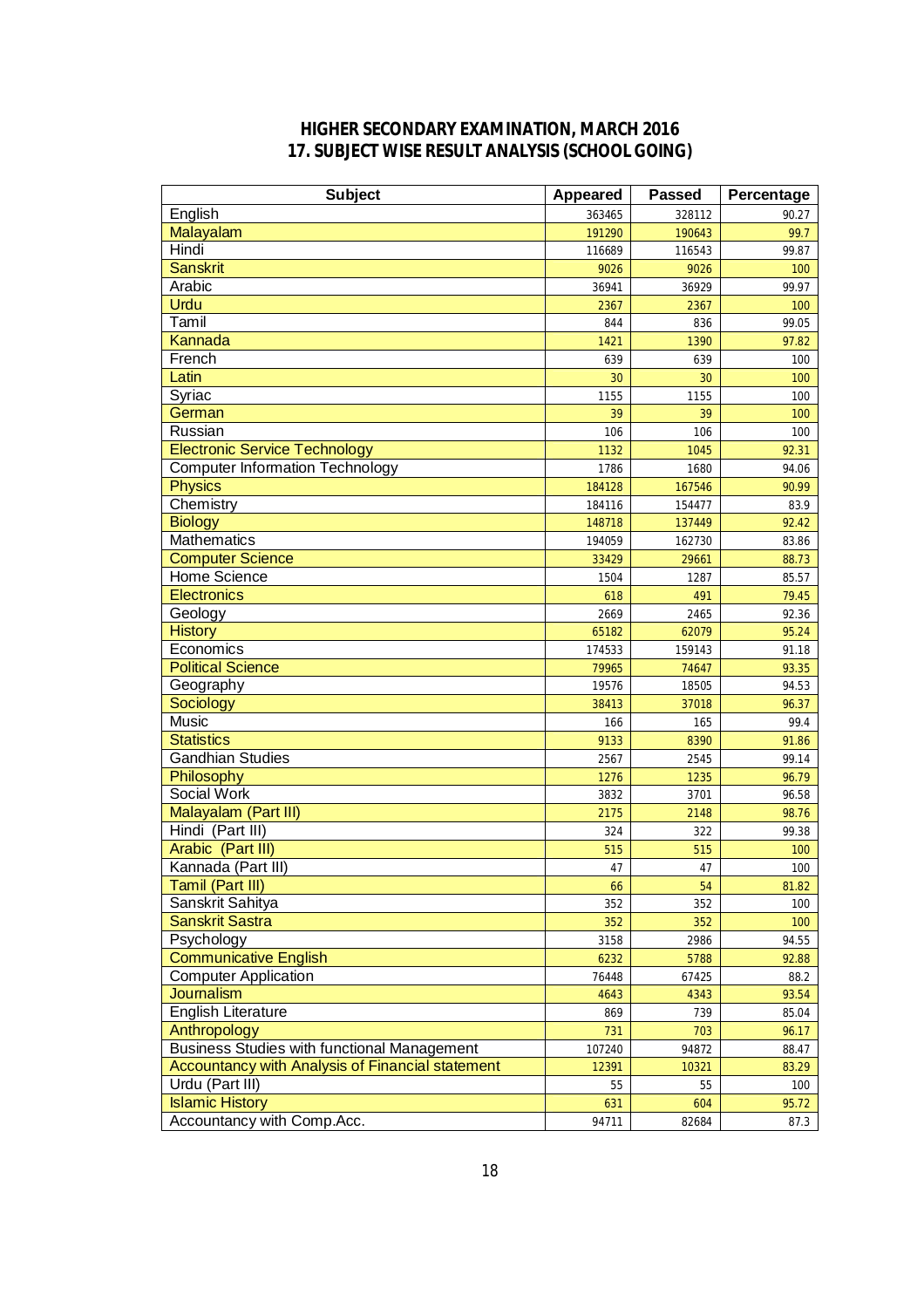## HIGHER SECONDARY EXAMINATION, MARCH 2016

## 17. SUBJECT WISE RESULT ANALYSIS (SCHOOL GOING)

| Subject | Appeared | Passed | Percentage |
|---|---|---|---|
| English | 363465 | 328112 | 90.27 |
| Malayalam | 191290 | 190643 | 99.7 |
| Hindi | 116689 | 116543 | 99.87 |
| Sanskrit | 9026 | 9026 | 100 |
| Arabic | 36941 | 36929 | 99.97 |
| Urdu | 2367 | 2367 | 100 |
| Tamil | 844 | 836 | 99.05 |
| Kannada | 1421 | 1390 | 97.82 |
| French | 639 | 639 | 100 |
| Latin | 30 | 30 | 100 |
| Syriac | 1155 | 1155 | 100 |
| German | 39 | 39 | 100 |
| Russian | 106 | 106 | 100 |
| Electronic Service Technology | 1132 | 1045 | 92.31 |
| Computer Information Technology | 1786 | 1680 | 94.06 |
| Physics | 184128 | 167546 | 90.99 |
| Chemistry | 184116 | 154477 | 83.9 |
| Biology | 148718 | 137449 | 92.42 |
| Mathematics | 194059 | 162730 | 83.86 |
| Computer Science | 33429 | 29661 | 88.73 |
| Home Science | 1504 | 1287 | 85.57 |
| Electronics | 618 | 491 | 79.45 |
| Geology | 2669 | 2465 | 92.36 |
| History | 65182 | 62079 | 95.24 |
| Economics | 174533 | 159143 | 91.18 |
| Political Science | 79965 | 74647 | 93.35 |
| Geography | 19576 | 18505 | 94.53 |
| Sociology | 38413 | 37018 | 96.37 |
| Music | 166 | 165 | 99.4 |
| Statistics | 9133 | 8390 | 91.86 |
| Gandhian Studies | 2567 | 2545 | 99.14 |
| Philosophy | 1276 | 1235 | 96.79 |
| Social Work | 3832 | 3701 | 96.58 |
| Malayalam (Part III) | 2175 | 2148 | 98.76 |
| Hindi (Part III) | 324 | 322 | 99.38 |
| Arabic (Part III) | 515 | 515 | 100 |
| Kannada (Part III) | 47 | 47 | 100 |
| Tamil (Part III) | 66 | 54 | 81.82 |
| Sanskrit Sahitya | 352 | 352 | 100 |
| Sanskrit Sastra | 352 | 352 | 100 |
| Psychology | 3158 | 2986 | 94.55 |
| Communicative English | 6232 | 5788 | 92.88 |
| Computer Application | 76448 | 67425 | 88.2 |
| Journalism | 4643 | 4343 | 93.54 |
| English Literature | 869 | 739 | 85.04 |
| Anthropology | 731 | 703 | 96.17 |
| Business Studies with functional Management | 107240 | 94872 | 88.47 |
| Accountancy with Analysis of Financial statement | 12391 | 10321 | 83.29 |
| Urdu (Part III) | 55 | 55 | 100 |
| Islamic History | 631 | 604 | 95.72 |
| Accountancy with Comp.Acc. | 94711 | 82684 | 87.3 |